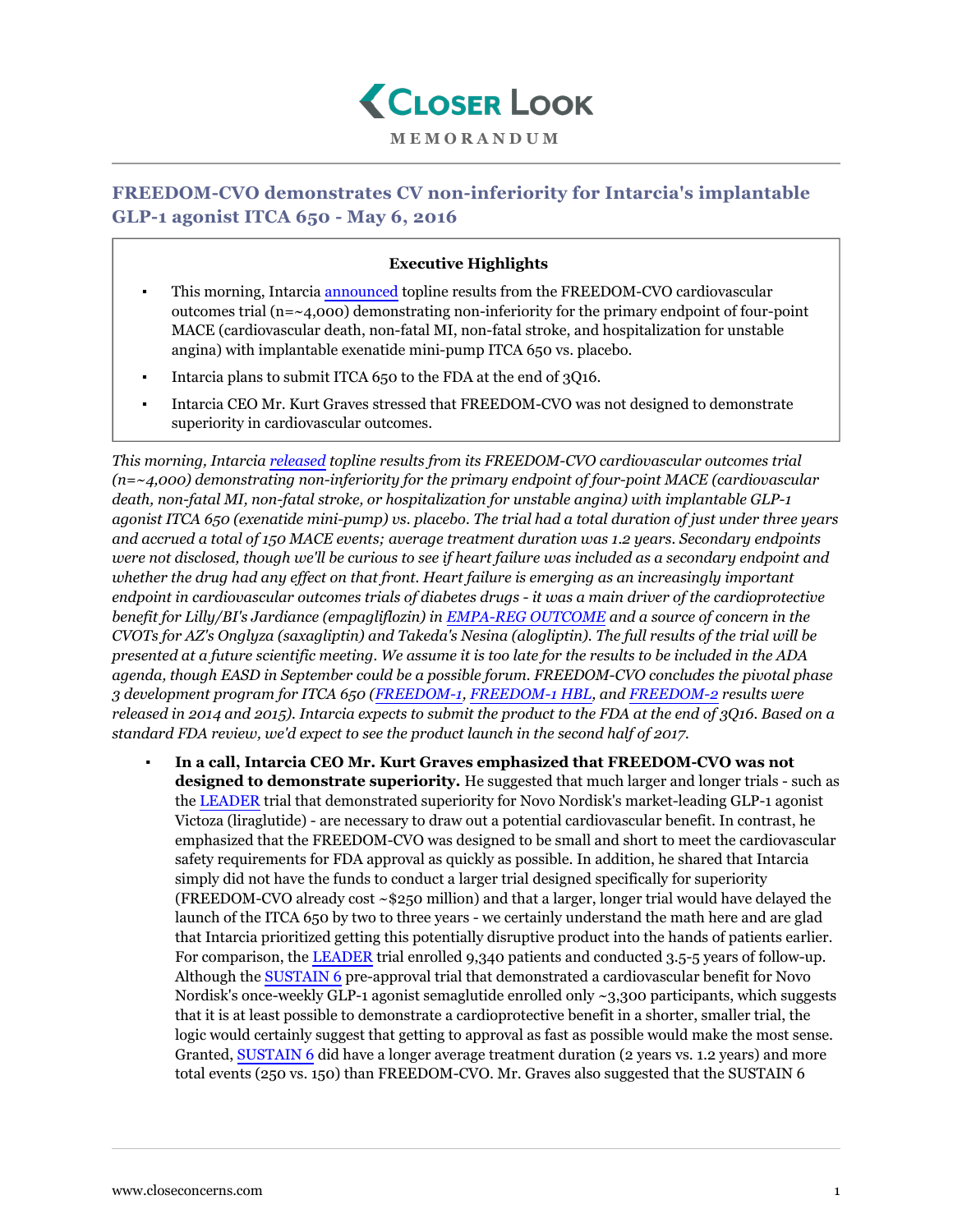# Closer Look

MEMORANDUM

## FREEDOM-CVO demonstrates CV non-inferiority for Intarcia's implantable GLP-1 agonist ITCA 650 - May 6, 2016

**Executive Highlights**

- This morning, Intarcia announced topline results from the FREEDOM-CVO cardiovascular outcomes trial (n=~4,000) demonstrating non-inferiority for the primary endpoint of four-point MACE (cardiovascular death, non-fatal MI, non-fatal stroke, and hospitalization for unstable angina) with implantable exenatide mini-pump ITCA 650 vs. placebo.
- Intarcia plans to submit ITCA 650 to the FDA at the end of 3Q16.
- Intarcia CEO Mr. Kurt Graves stressed that FREEDOM-CVO was not designed to demonstrate superiority in cardiovascular outcomes.

*This morning, Intarcia released topline results from its FREEDOM-CVO cardiovascular outcomes trial (n=~4,000) demonstrating non-inferiority for the primary endpoint of four-point MACE (cardiovascular death, non-fatal MI, non-fatal stroke, or hospitalization for unstable angina) with implantable GLP-1 agonist ITCA 650 (exenatide mini-pump) vs. placebo. The trial had a total duration of just under three years and accrued a total of 150 MACE events; average treatment duration was 1.2 years. Secondary endpoints were not disclosed, though we'll be curious to see if heart failure was included as a secondary endpoint and whether the drug had any effect on that front. Heart failure is emerging as an increasingly important endpoint in cardiovascular outcomes trials of diabetes drugs - it was a main driver of the cardioprotective benefit for Lilly/BI's Jardiance (empagliflozin) in EMPA-REG OUTCOME and a source of concern in the CVOTs for AZ's Onglyza (saxagliptin) and Takeda's Nesina (alogliptin). The full results of the trial will be presented at a future scientific meeting. We assume it is too late for the results to be included in the ADA agenda, though EASD in September could be a possible forum. FREEDOM-CVO concludes the pivotal phase 3 development program for ITCA 650 (FREEDOM-1, FREEDOM-1 HBL, and FREEDOM-2 results were released in 2014 and 2015). Intarcia expects to submit the product to the FDA at the end of 3Q16. Based on a standard FDA review, we'd expect to see the product launch in the second half of 2017.*

- **In a call, Intarcia CEO Mr. Kurt Graves emphasized that FREEDOM-CVO was not designed to demonstrate superiority.** He suggested that much larger and longer trials - such as the LEADER trial that demonstrated superiority for Novo Nordisk's market-leading GLP-1 agonist Victoza (liraglutide) - are necessary to draw out a potential cardiovascular benefit. In contrast, he emphasized that the FREEDOM-CVO was designed to be small and short to meet the cardiovascular safety requirements for FDA approval as quickly as possible. In addition, he shared that Intarcia simply did not have the funds to conduct a larger trial designed specifically for superiority (FREEDOM-CVO already cost ~$250 million) and that a larger, longer trial would have delayed the launch of the ITCA 650 by two to three years - we certainly understand the math here and are glad that Intarcia prioritized getting this potentially disruptive product into the hands of patients earlier. For comparison, the LEADER trial enrolled 9,340 patients and conducted 3.5-5 years of follow-up. Although the SUSTAIN 6 pre-approval trial that demonstrated a cardiovascular benefit for Novo Nordisk's once-weekly GLP-1 agonist semaglutide enrolled only ~3,300 participants, which suggests that it is at least possible to demonstrate a cardioprotective benefit in a shorter, smaller trial, the logic would certainly suggest that getting to approval as fast as possible would make the most sense. Granted, SUSTAIN 6 did have a longer average treatment duration (2 years vs. 1.2 years) and more total events (250 vs. 150) than FREEDOM-CVO. Mr. Graves also suggested that the SUSTAIN 6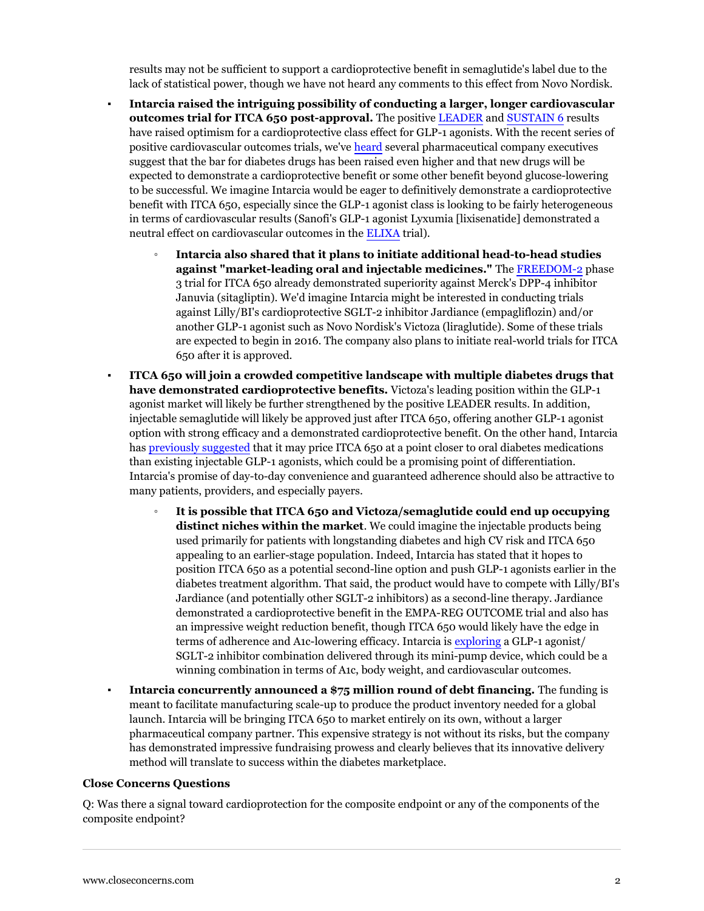results may not be sufficient to support a cardioprotective benefit in semaglutide's label due to the lack of statistical power, though we have not heard any comments to this effect from Novo Nordisk.

- **Intarcia raised the intriguing possibility of conducting a larger, longer cardiovascular outcomes trial for ITCA 650 post-approval.** The positive LEADER and SUSTAIN 6 results have raised optimism for a cardioprotective class effect for GLP-1 agonists. With the recent series of positive cardiovascular outcomes trials, we've heard several pharmaceutical company executives suggest that the bar for diabetes drugs has been raised even higher and that new drugs will be expected to demonstrate a cardioprotective benefit or some other benefit beyond glucose-lowering to be successful. We imagine Intarcia would be eager to definitively demonstrate a cardioprotective benefit with ITCA 650, especially since the GLP-1 agonist class is looking to be fairly heterogeneous in terms of cardiovascular results (Sanofi's GLP-1 agonist Lyxumia [lixisenatide] demonstrated a neutral effect on cardiovascular outcomes in the ELIXA trial).
  - **Intarcia also shared that it plans to initiate additional head-to-head studies against "market-leading oral and injectable medicines."** The FREEDOM-2 phase 3 trial for ITCA 650 already demonstrated superiority against Merck's DPP-4 inhibitor Januvia (sitagliptin). We'd imagine Intarcia might be interested in conducting trials against Lilly/BI's cardioprotective SGLT-2 inhibitor Jardiance (empagliflozin) and/or another GLP-1 agonist such as Novo Nordisk's Victoza (liraglutide). Some of these trials are expected to begin in 2016. The company also plans to initiate real-world trials for ITCA 650 after it is approved.
- **ITCA 650 will join a crowded competitive landscape with multiple diabetes drugs that have demonstrated cardioprotective benefits.** Victoza's leading position within the GLP-1 agonist market will likely be further strengthened by the positive LEADER results. In addition, injectable semaglutide will likely be approved just after ITCA 650, offering another GLP-1 agonist option with strong efficacy and a demonstrated cardioprotective benefit. On the other hand, Intarcia has previously suggested that it may price ITCA 650 at a point closer to oral diabetes medications than existing injectable GLP-1 agonists, which could be a promising point of differentiation. Intarcia's promise of day-to-day convenience and guaranteed adherence should also be attractive to many patients, providers, and especially payers.
  - **It is possible that ITCA 650 and Victoza/semaglutide could end up occupying distinct niches within the market**. We could imagine the injectable products being used primarily for patients with longstanding diabetes and high CV risk and ITCA 650 appealing to an earlier-stage population. Indeed, Intarcia has stated that it hopes to position ITCA 650 as a potential second-line option and push GLP-1 agonists earlier in the diabetes treatment algorithm. That said, the product would have to compete with Lilly/BI's Jardiance (and potentially other SGLT-2 inhibitors) as a second-line therapy. Jardiance demonstrated a cardioprotective benefit in the EMPA-REG OUTCOME trial and also has an impressive weight reduction benefit, though ITCA 650 would likely have the edge in terms of adherence and A1c-lowering efficacy. Intarcia is exploring a GLP-1 agonist/ SGLT-2 inhibitor combination delivered through its mini-pump device, which could be a winning combination in terms of A1c, body weight, and cardiovascular outcomes.
- **Intarcia concurrently announced a $75 million round of debt financing.** The funding is meant to facilitate manufacturing scale-up to produce the product inventory needed for a global launch. Intarcia will be bringing ITCA 650 to market entirely on its own, without a larger pharmaceutical company partner. This expensive strategy is not without its risks, but the company has demonstrated impressive fundraising prowess and clearly believes that its innovative delivery method will translate to success within the diabetes marketplace.

**Close Concerns Questions**

Q: Was there a signal toward cardioprotection for the composite endpoint or any of the components of the composite endpoint?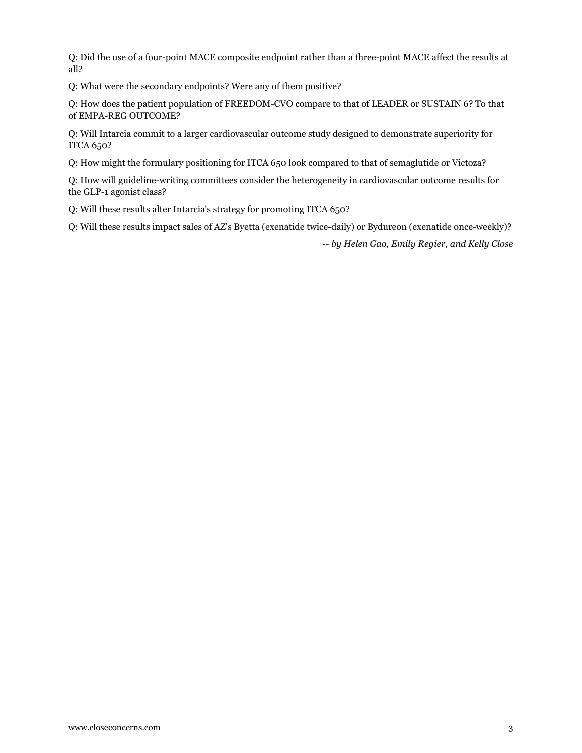Q: Did the use of a four-point MACE composite endpoint rather than a three-point MACE affect the results at all?

Q: What were the secondary endpoints? Were any of them positive?

Q: How does the patient population of FREEDOM-CVO compare to that of LEADER or SUSTAIN 6? To that of EMPA-REG OUTCOME?

Q: Will Intarcia commit to a larger cardiovascular outcome study designed to demonstrate superiority for ITCA 650?

Q: How might the formulary positioning for ITCA 650 look compared to that of semaglutide or Victoza?

Q: How will guideline-writing committees consider the heterogeneity in cardiovascular outcome results for the GLP-1 agonist class?

Q: Will these results alter Intarcia's strategy for promoting ITCA 650?

Q: Will these results impact sales of AZ's Byetta (exenatide twice-daily) or Bydureon (exenatide once-weekly)?

*-- by Helen Gao, Emily Regier, and Kelly Close*